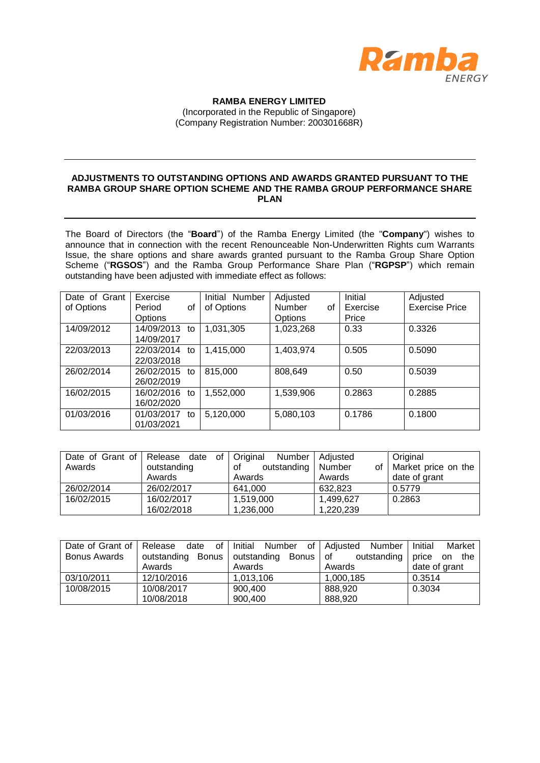**RAMBA ENERGY LIMITED**
(Incorporated in the Republic of Singapore)
(Company Registration Number: 200301668R)

---

**ADJUSTMENTS TO OUTSTANDING OPTIONS AND AWARDS GRANTED PURSUANT TO THE RAMBA GROUP SHARE OPTION SCHEME AND THE RAMBA GROUP PERFORMANCE SHARE PLAN**

---

The Board of Directors (the "**Board**") of the Ramba Energy Limited (the "**Company**") wishes to announce that in connection with the recent Renounceable Non-Underwritten Rights cum Warrants Issue, the share options and share awards granted pursuant to the Ramba Group Share Option Scheme ("**RGSOS**") and the Ramba Group Performance Share Plan ("**RGPSP**") which remain outstanding have been adjusted with immediate effect as follows:

| Date of Grant of Options | Exercise Period of Options | Initial Number of Options | Adjusted Number of Options | Initial Exercise Price | Adjusted Exercise Price |
|---|---|---|---|---|---|
| 14/09/2012 | 14/09/2013 to 14/09/2017 | 1,031,305 | 1,023,268 | 0.33 | 0.3326 |
| 22/03/2013 | 22/03/2014 to 22/03/2018 | 1,415,000 | 1,403,974 | 0.505 | 0.5090 |
| 26/02/2014 | 26/02/2015 to 26/02/2019 | 815,000 | 808,649 | 0.50 | 0.5039 |
| 16/02/2015 | 16/02/2016 to 16/02/2020 | 1,552,000 | 1,539,906 | 0.2863 | 0.2885 |
| 01/03/2016 | 01/03/2017 to 01/03/2021 | 5,120,000 | 5,080,103 | 0.1786 | 0.1800 |

| Date of Grant of Awards | Release date of outstanding Awards | Original Number of outstanding Awards | Adjusted Number of Awards | Original Market price on the date of grant |
|---|---|---|---|---|
| 26/02/2014 | 26/02/2017 | 641,000 | 632,823 | 0.5779 |
| 16/02/2015 | 16/02/2017<br>16/02/2018 | 1,519,000<br>1,236,000 | 1,499,627<br>1,220,239 | 0.2863 |

| Date of Grant of Bonus Awards | Release date of outstanding Bonus Awards | Initial Number of outstanding Bonus Awards | Adjusted Number of outstanding Awards | Initial Market price on the date of grant |
|---|---|---|---|---|
| 03/10/2011 | 12/10/2016 | 1,013,106 | 1,000,185 | 0.3514 |
| 10/08/2015 | 10/08/2017<br>10/08/2018 | 900,400<br>900,400 | 888,920<br>888,920 | 0.3034 |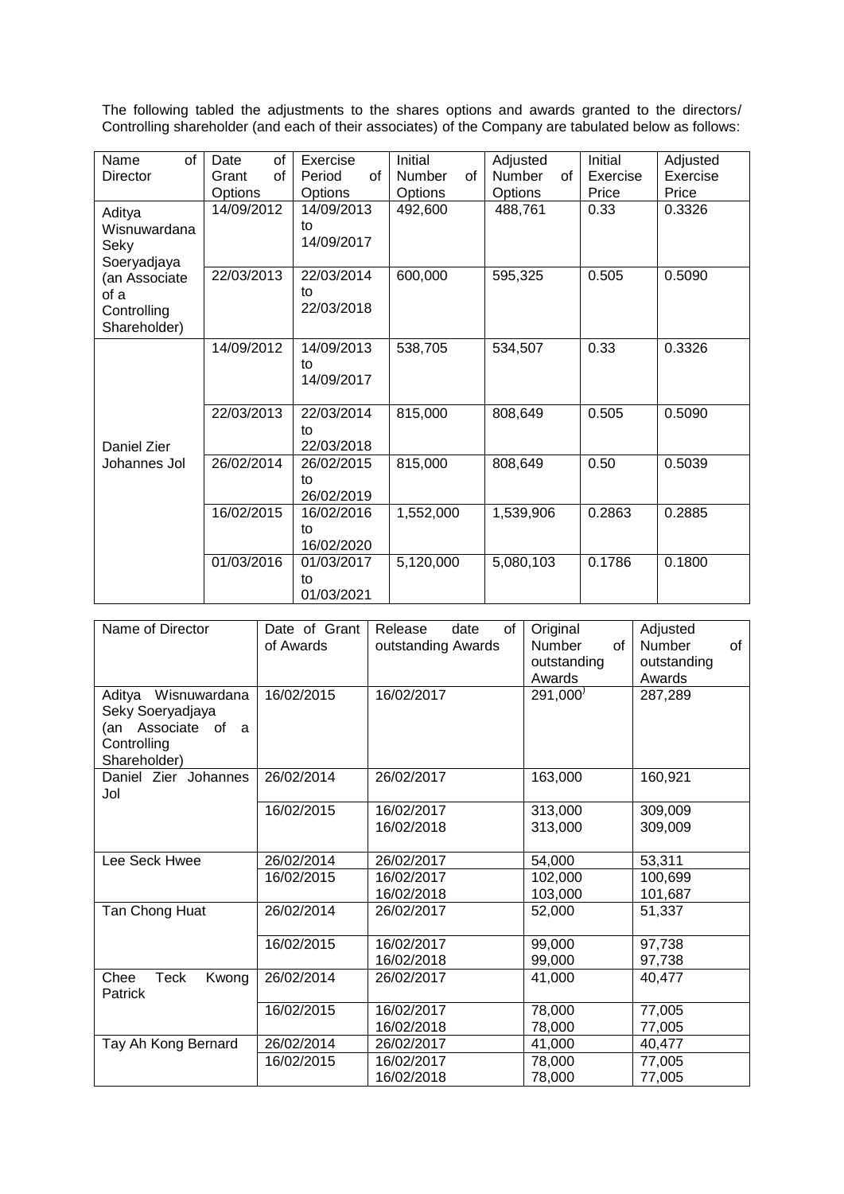The following tabled the adjustments to the shares options and awards granted to the directors/ Controlling shareholder (and each of their associates) of the Company are tabulated below as follows:

| Name of Director | Date of Grant of Options | Exercise Period of Options | Initial Number of Options | Adjusted Number of Options | Initial Exercise Price | Adjusted Exercise Price |
|---|---|---|---|---|---|---|
| Aditya Wisnuwardana Seky Soeryadjaya (an Associate of a Controlling Shareholder) | 14/09/2012 | 14/09/2013 to 14/09/2017 | 492,600 | 488,761 | 0.33 | 0.3326 |
| | 22/03/2013 | 22/03/2014 to 22/03/2018 | 600,000 | 595,325 | 0.505 | 0.5090 |
| Daniel Zier Johannes Jol | 14/09/2012 | 14/09/2013 to 14/09/2017 | 538,705 | 534,507 | 0.33 | 0.3326 |
| | 22/03/2013 | 22/03/2014 to 22/03/2018 | 815,000 | 808,649 | 0.505 | 0.5090 |
| | 26/02/2014 | 26/02/2015 to 26/02/2019 | 815,000 | 808,649 | 0.50 | 0.5039 |
| | 16/02/2015 | 16/02/2016 to 16/02/2020 | 1,552,000 | 1,539,906 | 0.2863 | 0.2885 |
| | 01/03/2016 | 01/03/2017 to 01/03/2021 | 5,120,000 | 5,080,103 | 0.1786 | 0.1800 |

| Name of Director | Date of Grant of Awards | Release date of outstanding Awards | Original Number of outstanding Awards | Adjusted Number of outstanding Awards |
|---|---|---|---|---|
| Aditya Wisnuwardana Seky Soeryadjaya (an Associate of a Controlling Shareholder) | 16/02/2015 | 16/02/2017 | 291,000) | 287,289 |
| Daniel Zier Johannes Jol | 26/02/2014 | 26/02/2017 | 163,000 | 160,921 |
| | 16/02/2015 | 16/02/2017<br>16/02/2018 | 313,000<br>313,000 | 309,009<br>309,009 |
| Lee Seck Hwee | 26/02/2014 | 26/02/2017 | 54,000 | 53,311 |
| | 16/02/2015 | 16/02/2017<br>16/02/2018 | 102,000<br>103,000 | 100,699<br>101,687 |
| Tan Chong Huat | 26/02/2014 | 26/02/2017 | 52,000 | 51,337 |
| | 16/02/2015 | 16/02/2017<br>16/02/2018 | 99,000<br>99,000 | 97,738<br>97,738 |
| Chee Teck Kwong Patrick | 26/02/2014 | 26/02/2017 | 41,000 | 40,477 |
| | 16/02/2015 | 16/02/2017<br>16/02/2018 | 78,000<br>78,000 | 77,005<br>77,005 |
| Tay Ah Kong Bernard | 26/02/2014 | 26/02/2017 | 41,000 | 40,477 |
| | 16/02/2015 | 16/02/2017<br>16/02/2018 | 78,000<br>78,000 | 77,005<br>77,005 |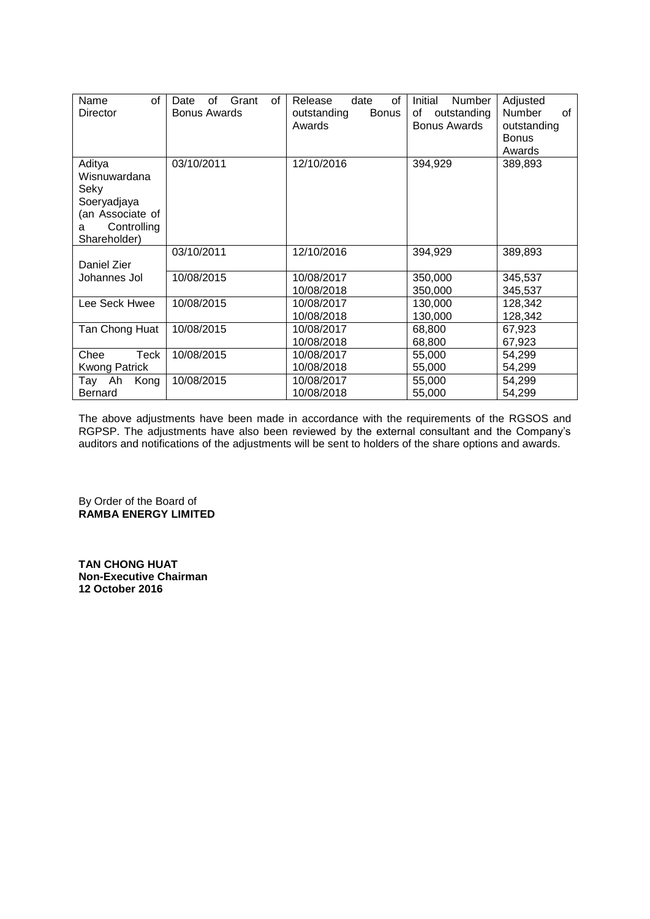| Name of Director | Date of Grant of Bonus Awards | Release date of outstanding Bonus Awards | Initial Number of outstanding Bonus Awards | Adjusted Number of outstanding Bonus Awards |
|---|---|---|---|---|
| Aditya Wisnuwardana Seky Soeryadjaya (an Associate of a Controlling Shareholder) | 03/10/2011 | 12/10/2016 | 394,929 | 389,893 |
| Daniel Zier Johannes Jol | 03/10/2011 | 12/10/2016 | 394,929 | 389,893 |
| | 10/08/2015 | 10/08/2017<br>10/08/2018 | 350,000<br>350,000 | 345,537<br>345,537 |
| Lee Seck Hwee | 10/08/2015 | 10/08/2017<br>10/08/2018 | 130,000<br>130,000 | 128,342<br>128,342 |
| Tan Chong Huat | 10/08/2015 | 10/08/2017<br>10/08/2018 | 68,800<br>68,800 | 67,923<br>67,923 |
| Chee Teck Kwong Patrick | 10/08/2015 | 10/08/2017<br>10/08/2018 | 55,000<br>55,000 | 54,299<br>54,299 |
| Tay Ah Kong Bernard | 10/08/2015 | 10/08/2017<br>10/08/2018 | 55,000<br>55,000 | 54,299<br>54,299 |

The above adjustments have been made in accordance with the requirements of the RGSOS and RGPSP. The adjustments have also been reviewed by the external consultant and the Company's auditors and notifications of the adjustments will be sent to holders of the share options and awards.

By Order of the Board of
**RAMBA ENERGY LIMITED**

**TAN CHONG HUAT**
**Non-Executive Chairman**
**12 October 2016**